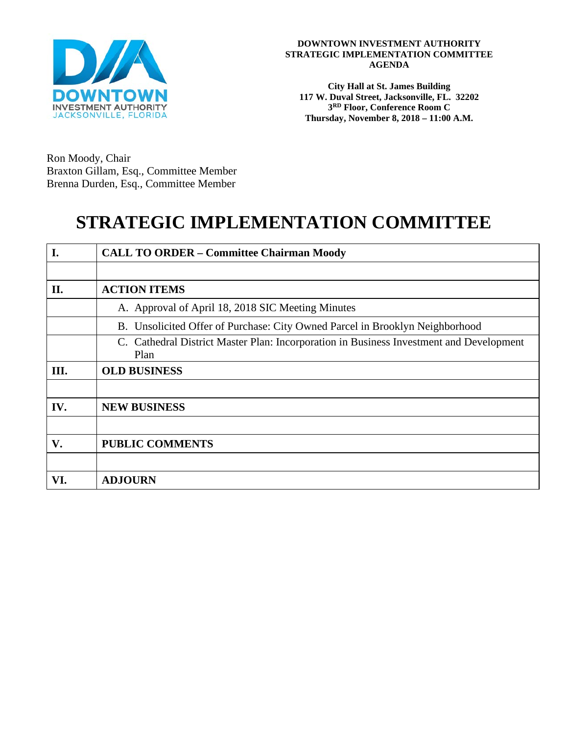**DOWNTOWN INVESTMENT AUTHORITY**
**STRATEGIC IMPLEMENTATION COMMITTEE**
**AGENDA**

**City Hall at St. James Building**
**117 W. Duval Street, Jacksonville, FL. 32202**
**3RD Floor, Conference Room C**
**Thursday, November 8, 2018 – 11:00 A.M.**

Ron Moody, Chair
Braxton Gillam, Esq., Committee Member
Brenna Durden, Esq., Committee Member

# STRATEGIC IMPLEMENTATION COMMITTEE

| | |
|---|---|
| **I.** | **CALL TO ORDER – Committee Chairman Moody** |
| | |
| **II.** | **ACTION ITEMS** |
| | A. Approval of April 18, 2018 SIC Meeting Minutes |
| | B. Unsolicited Offer of Purchase: City Owned Parcel in Brooklyn Neighborhood |
| | C. Cathedral District Master Plan: Incorporation in Business Investment and Development Plan |
| **III.** | **OLD BUSINESS** |
| | |
| **IV.** | **NEW BUSINESS** |
| | |
| **V.** | **PUBLIC COMMENTS** |
| | |
| **VI.** | **ADJOURN** |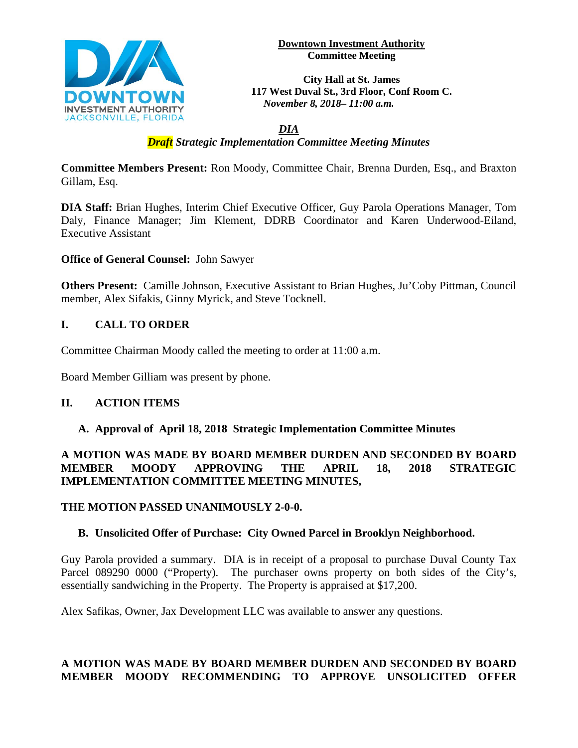**Downtown Investment Authority**
**Committee Meeting**

**City Hall at St. James**
**117 West Duval St., 3rd Floor, Conf Room C.**
***November 8, 2018– 11:00 a.m.***

## *DIA*
## ***Draft Strategic Implementation Committee Meeting Minutes***

**Committee Members Present:** Ron Moody, Committee Chair, Brenna Durden, Esq., and Braxton Gillam, Esq.

**DIA Staff:** Brian Hughes, Interim Chief Executive Officer, Guy Parola Operations Manager, Tom Daly, Finance Manager; Jim Klement, DDRB Coordinator and Karen Underwood-Eiland, Executive Assistant

**Office of General Counsel:** John Sawyer

**Others Present:** Camille Johnson, Executive Assistant to Brian Hughes, Ju'Coby Pittman, Council member, Alex Sifakis, Ginny Myrick, and Steve Tocknell.

## I. CALL TO ORDER

Committee Chairman Moody called the meeting to order at 11:00 a.m.

Board Member Gilliam was present by phone.

## II. ACTION ITEMS

### A. Approval of April 18, 2018 Strategic Implementation Committee Minutes

**A MOTION WAS MADE BY BOARD MEMBER DURDEN AND SECONDED BY BOARD MEMBER MOODY APPROVING THE APRIL 18, 2018 STRATEGIC IMPLEMENTATION COMMITTEE MEETING MINUTES,**

**THE MOTION PASSED UNANIMOUSLY 2-0-0.**

### B. Unsolicited Offer of Purchase: City Owned Parcel in Brooklyn Neighborhood.

Guy Parola provided a summary. DIA is in receipt of a proposal to purchase Duval County Tax Parcel 089290 0000 ("Property). The purchaser owns property on both sides of the City's, essentially sandwiching in the Property. The Property is appraised at $17,200.

Alex Safikas, Owner, Jax Development LLC was available to answer any questions.

**A MOTION WAS MADE BY BOARD MEMBER DURDEN AND SECONDED BY BOARD MEMBER MOODY RECOMMENDING TO APPROVE UNSOLICITED OFFER**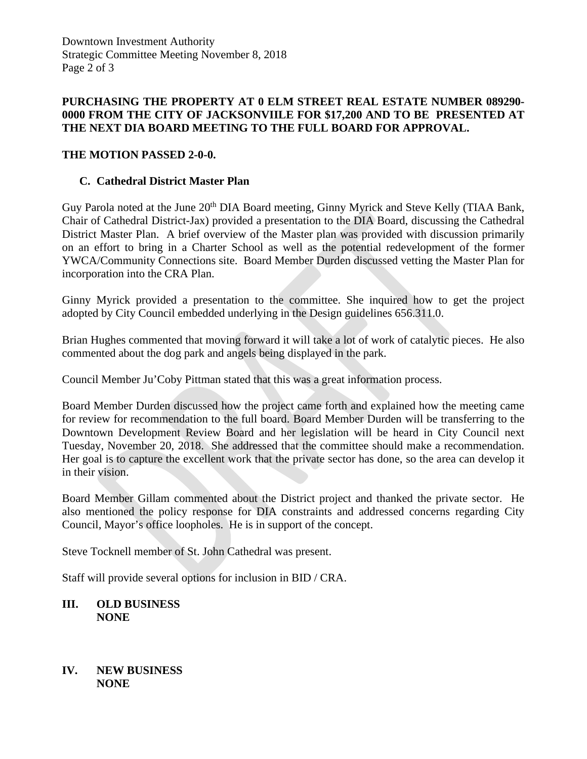**PURCHASING THE PROPERTY AT 0 ELM STREET REAL ESTATE NUMBER 089290-0000 FROM THE CITY OF JACKSONVIILE FOR $17,200 AND TO BE PRESENTED AT THE NEXT DIA BOARD MEETING TO THE FULL BOARD FOR APPROVAL.**

**THE MOTION PASSED 2-0-0.**

**C. Cathedral District Master Plan**

Guy Parola noted at the June 20th DIA Board meeting, Ginny Myrick and Steve Kelly (TIAA Bank, Chair of Cathedral District-Jax) provided a presentation to the DIA Board, discussing the Cathedral District Master Plan. A brief overview of the Master plan was provided with discussion primarily on an effort to bring in a Charter School as well as the potential redevelopment of the former YWCA/Community Connections site. Board Member Durden discussed vetting the Master Plan for incorporation into the CRA Plan.

Ginny Myrick provided a presentation to the committee. She inquired how to get the project adopted by City Council embedded underlying in the Design guidelines 656.311.0.

Brian Hughes commented that moving forward it will take a lot of work of catalytic pieces. He also commented about the dog park and angels being displayed in the park.

Council Member Ju'Coby Pittman stated that this was a great information process.

Board Member Durden discussed how the project came forth and explained how the meeting came for review for recommendation to the full board. Board Member Durden will be transferring to the Downtown Development Review Board and her legislation will be heard in City Council next Tuesday, November 20, 2018. She addressed that the committee should make a recommendation. Her goal is to capture the excellent work that the private sector has done, so the area can develop it in their vision.

Board Member Gillam commented about the District project and thanked the private sector. He also mentioned the policy response for DIA constraints and addressed concerns regarding City Council, Mayor's office loopholes. He is in support of the concept.

Steve Tocknell member of St. John Cathedral was present.

Staff will provide several options for inclusion in BID / CRA.

## III. OLD BUSINESS
**NONE**

## IV. NEW BUSINESS
**NONE**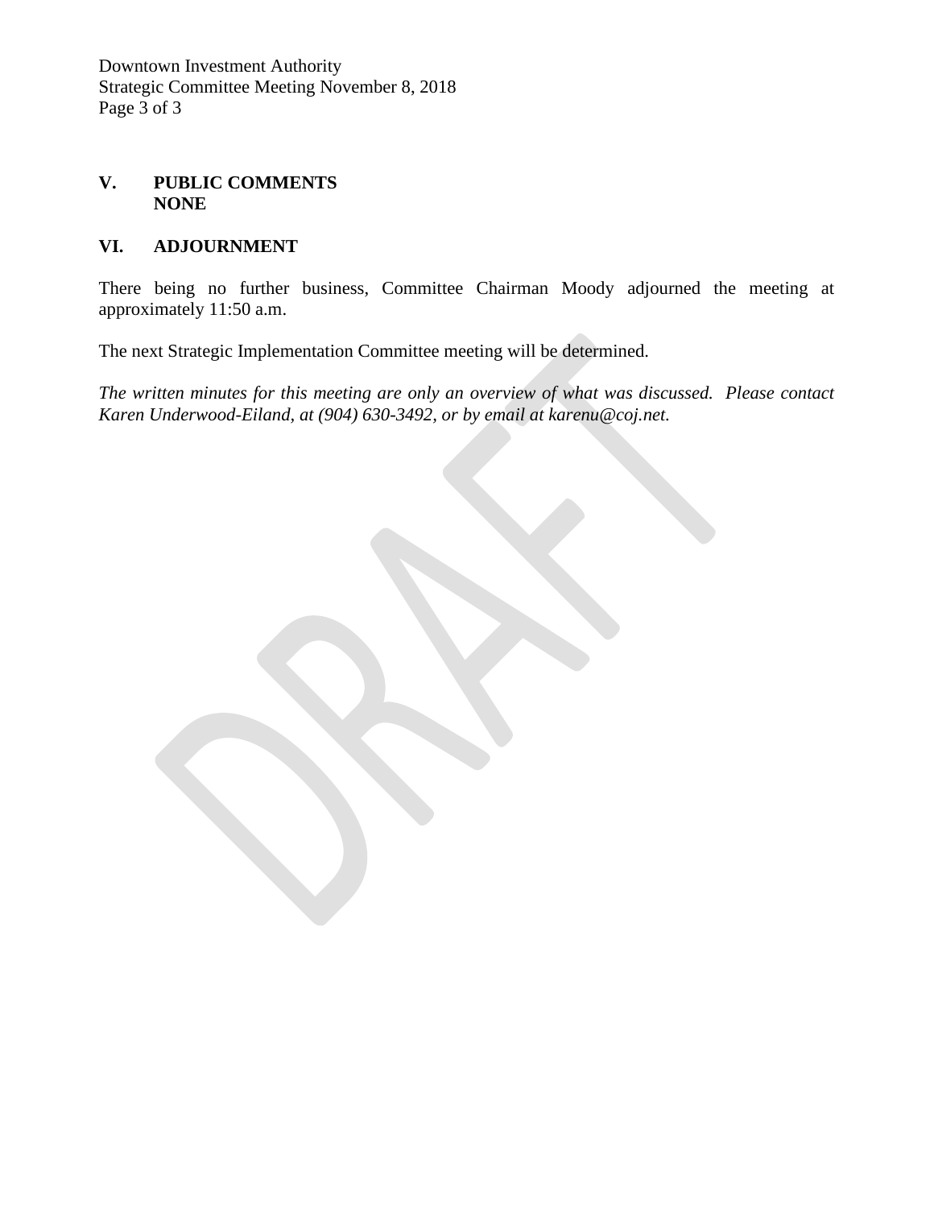## V. PUBLIC COMMENTS
**NONE**

## VI. ADJOURNMENT

There being no further business, Committee Chairman Moody adjourned the meeting at approximately 11:50 a.m.

The next Strategic Implementation Committee meeting will be determined.

*The written minutes for this meeting are only an overview of what was discussed. Please contact Karen Underwood-Eiland, at (904) 630-3492, or by email at karenu@coj.net.*